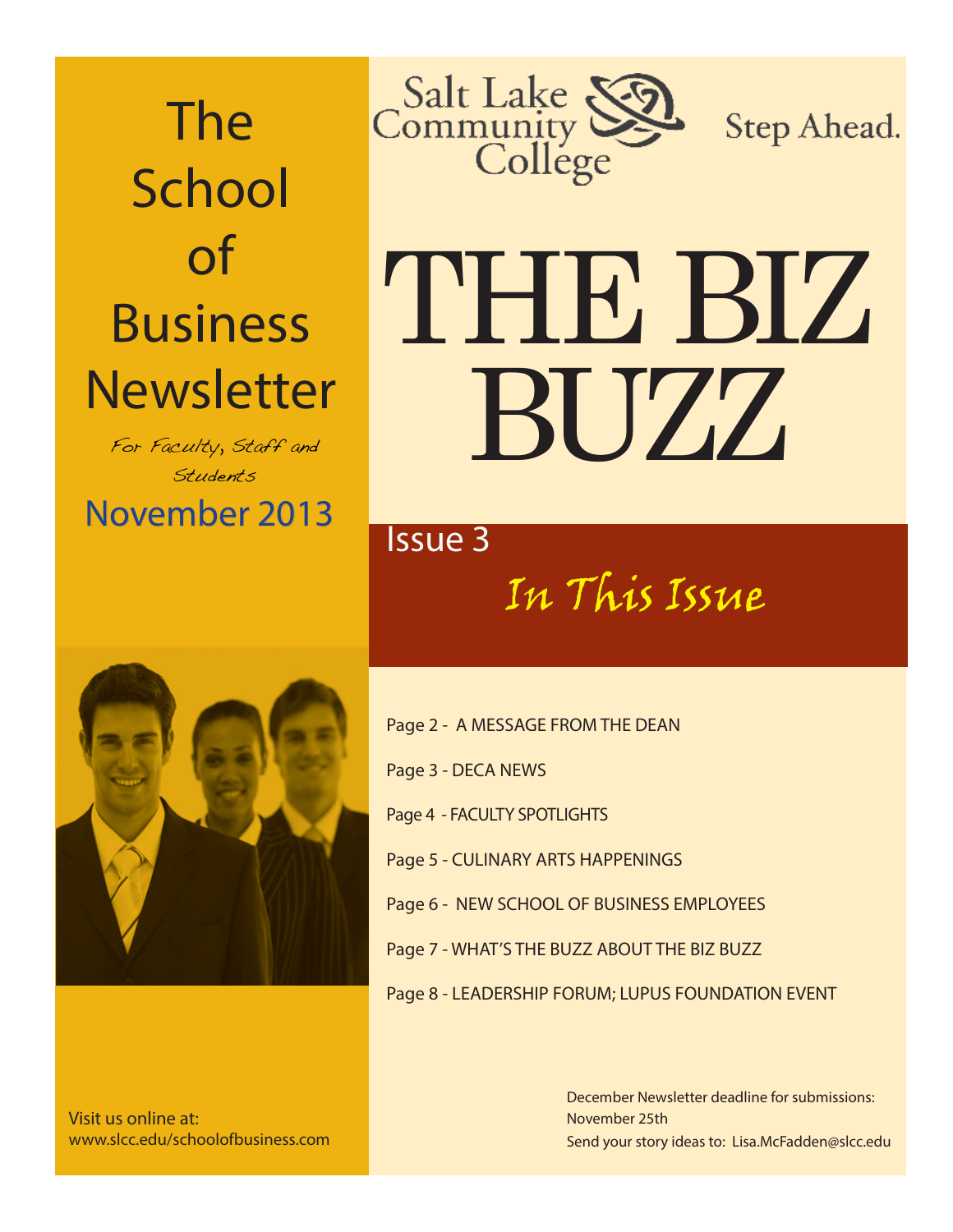# The School of Business Newsletter

*For Faculty, Staff and Students*

November 2013

Salt Lake Community College

Step Ahead.

# THE BIZ BUZZ

Issue 3

## *In This Issue*

- Page 2 - A MESSAGE FROM THE DEAN
- Page 3 - DECA NEWS
- Page 4 - FACULTY SPOTLIGHTS
- Page 5 - CULINARY ARTS HAPPENINGS
- Page 6 - NEW SCHOOL OF BUSINESS EMPLOYEES
- Page 7 - WHAT'S THE BUZZ ABOUT THE BIZ BUZZ
- Page 8 - LEADERSHIP FORUM; LUPUS FOUNDATION EVENT

Visit us online at:
www.slcc.edu/schoolofbusiness.com

December Newsletter deadline for submissions:
November 25th
Send your story ideas to: Lisa.McFadden@slcc.edu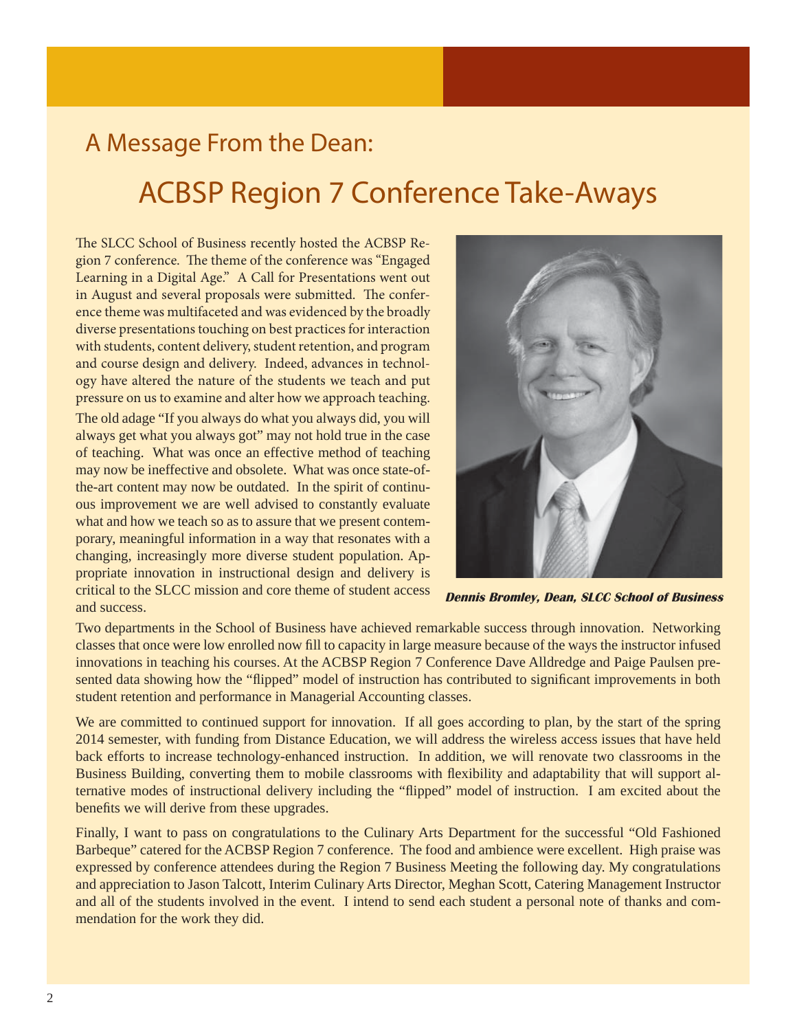## A Message From the Dean:

# ACBSP Region 7 Conference Take-Aways

The SLCC School of Business recently hosted the ACBSP Region 7 conference. The theme of the conference was "Engaged Learning in a Digital Age." A Call for Presentations went out in August and several proposals were submitted. The conference theme was multifaceted and was evidenced by the broadly diverse presentations touching on best practices for interaction with students, content delivery, student retention, and program and course design and delivery. Indeed, advances in technology have altered the nature of the students we teach and put pressure on us to examine and alter how we approach teaching. The old adage "If you always do what you always did, you will always get what you always got" may not hold true in the case of teaching. What was once an effective method of teaching may now be ineffective and obsolete. What was once state-of-the-art content may now be outdated. In the spirit of continuous improvement we are well advised to constantly evaluate what and how we teach so as to assure that we present contemporary, meaningful information in a way that resonates with a changing, increasingly more diverse student population. Appropriate innovation in instructional design and delivery is critical to the SLCC mission and core theme of student access and success.

***Dennis Bromley, Dean, SLCC School of Business***

Two departments in the School of Business have achieved remarkable success through innovation. Networking classes that once were low enrolled now fill to capacity in large measure because of the ways the instructor infused innovations in teaching his courses. At the ACBSP Region 7 Conference Dave Alldredge and Paige Paulsen presented data showing how the "flipped" model of instruction has contributed to significant improvements in both student retention and performance in Managerial Accounting classes.

We are committed to continued support for innovation. If all goes according to plan, by the start of the spring 2014 semester, with funding from Distance Education, we will address the wireless access issues that have held back efforts to increase technology-enhanced instruction. In addition, we will renovate two classrooms in the Business Building, converting them to mobile classrooms with flexibility and adaptability that will support alternative modes of instructional delivery including the "flipped" model of instruction. I am excited about the benefits we will derive from these upgrades.

Finally, I want to pass on congratulations to the Culinary Arts Department for the successful "Old Fashioned Barbeque" catered for the ACBSP Region 7 conference. The food and ambience were excellent. High praise was expressed by conference attendees during the Region 7 Business Meeting the following day. My congratulations and appreciation to Jason Talcott, Interim Culinary Arts Director, Meghan Scott, Catering Management Instructor and all of the students involved in the event. I intend to send each student a personal note of thanks and commendation for the work they did.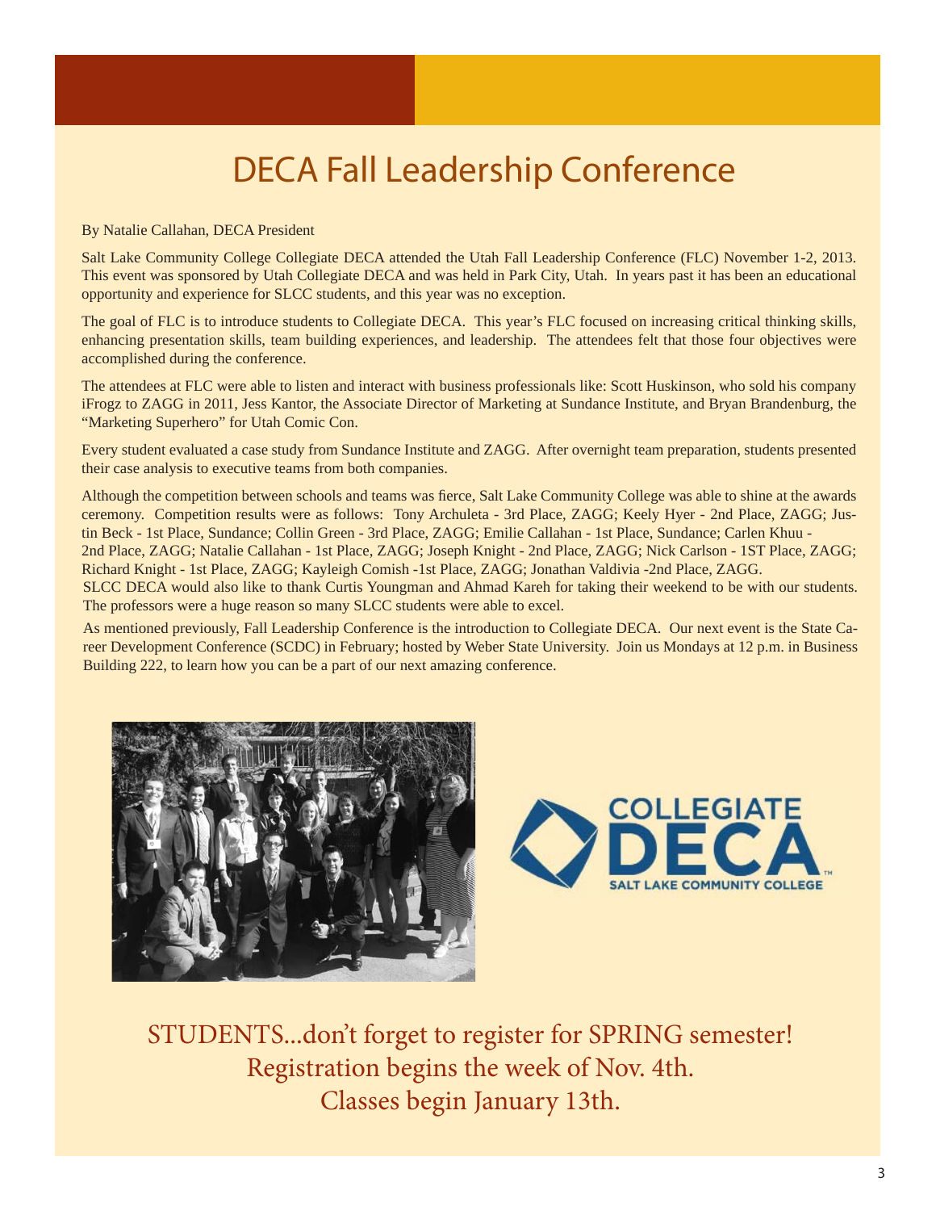# DECA Fall Leadership Conference

By Natalie Callahan, DECA President

Salt Lake Community College Collegiate DECA attended the Utah Fall Leadership Conference (FLC) November 1-2, 2013. This event was sponsored by Utah Collegiate DECA and was held in Park City, Utah. In years past it has been an educational opportunity and experience for SLCC students, and this year was no exception.

The goal of FLC is to introduce students to Collegiate DECA. This year's FLC focused on increasing critical thinking skills, enhancing presentation skills, team building experiences, and leadership. The attendees felt that those four objectives were accomplished during the conference.

The attendees at FLC were able to listen and interact with business professionals like: Scott Huskinson, who sold his company iFrogz to ZAGG in 2011, Jess Kantor, the Associate Director of Marketing at Sundance Institute, and Bryan Brandenburg, the "Marketing Superhero" for Utah Comic Con.

Every student evaluated a case study from Sundance Institute and ZAGG. After overnight team preparation, students presented their case analysis to executive teams from both companies.

Although the competition between schools and teams was fierce, Salt Lake Community College was able to shine at the awards ceremony. Competition results were as follows: Tony Archuleta - 3rd Place, ZAGG; Keely Hyer - 2nd Place, ZAGG; Justin Beck - 1st Place, Sundance; Collin Green - 3rd Place, ZAGG; Emilie Callahan - 1st Place, Sundance; Carlen Khuu - 2nd Place, ZAGG; Natalie Callahan - 1st Place, ZAGG; Joseph Knight - 2nd Place, ZAGG; Nick Carlson - 1ST Place, ZAGG; Richard Knight - 1st Place, ZAGG; Kayleigh Comish -1st Place, ZAGG; Jonathan Valdivia -2nd Place, ZAGG.

SLCC DECA would also like to thank Curtis Youngman and Ahmad Kareh for taking their weekend to be with our students. The professors were a huge reason so many SLCC students were able to excel.

As mentioned previously, Fall Leadership Conference is the introduction to Collegiate DECA. Our next event is the State Career Development Conference (SCDC) in February; hosted by Weber State University. Join us Mondays at 12 p.m. in Business Building 222, to learn how you can be a part of our next amazing conference.

COLLEGIATE DECA
SALT LAKE COMMUNITY COLLEGE

STUDENTS...don't forget to register for SPRING semester!
Registration begins the week of Nov. 4th.
Classes begin January 13th.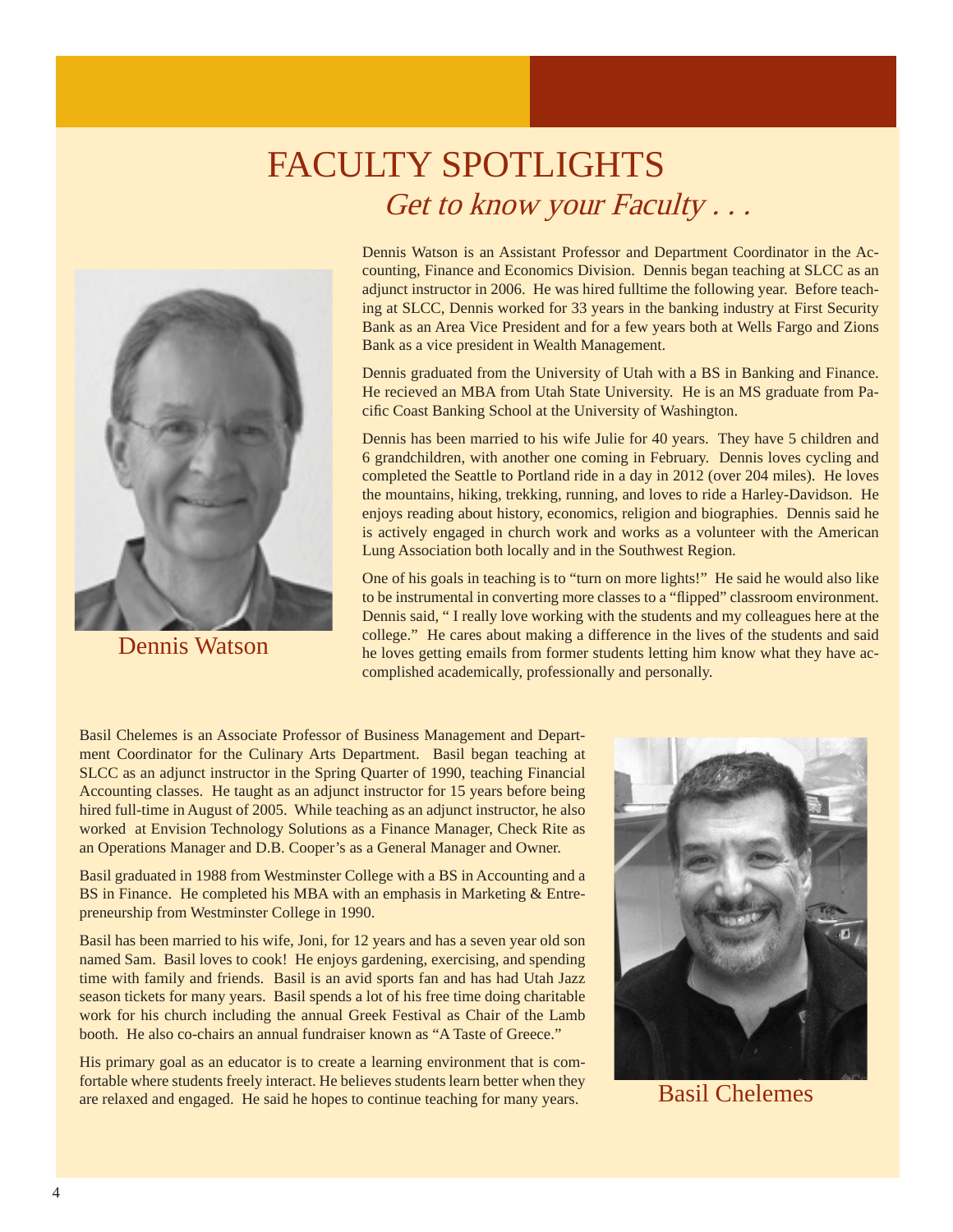# FACULTY SPOTLIGHTS

*Get to know your Faculty . . .*

Dennis Watson is an Assistant Professor and Department Coordinator in the Accounting, Finance and Economics Division. Dennis began teaching at SLCC as an adjunct instructor in 2006. He was hired fulltime the following year. Before teaching at SLCC, Dennis worked for 33 years in the banking industry at First Security Bank as an Area Vice President and for a few years both at Wells Fargo and Zions Bank as a vice president in Wealth Management.

Dennis graduated from the University of Utah with a BS in Banking and Finance. He recieved an MBA from Utah State University. He is an MS graduate from Pacific Coast Banking School at the University of Washington.

Dennis has been married to his wife Julie for 40 years. They have 5 children and 6 grandchildren, with another one coming in February. Dennis loves cycling and completed the Seattle to Portland ride in a day in 2012 (over 204 miles). He loves the mountains, hiking, trekking, running, and loves to ride a Harley-Davidson. He enjoys reading about history, economics, religion and biographies. Dennis said he is actively engaged in church work and works as a volunteer with the American Lung Association both locally and in the Southwest Region.

One of his goals in teaching is to "turn on more lights!" He said he would also like to be instrumental in converting more classes to a "flipped" classroom environment. Dennis said, " I really love working with the students and my colleagues here at the college." He cares about making a difference in the lives of the students and said he loves getting emails from former students letting him know what they have accomplished academically, professionally and personally.

Dennis Watson

Basil Chelemes is an Associate Professor of Business Management and Department Coordinator for the Culinary Arts Department. Basil began teaching at SLCC as an adjunct instructor in the Spring Quarter of 1990, teaching Financial Accounting classes. He taught as an adjunct instructor for 15 years before being hired full-time in August of 2005. While teaching as an adjunct instructor, he also worked at Envision Technology Solutions as a Finance Manager, Check Rite as an Operations Manager and D.B. Cooper's as a General Manager and Owner.

Basil graduated in 1988 from Westminster College with a BS in Accounting and a BS in Finance. He completed his MBA with an emphasis in Marketing & Entrepreneurship from Westminster College in 1990.

Basil has been married to his wife, Joni, for 12 years and has a seven year old son named Sam. Basil loves to cook! He enjoys gardening, exercising, and spending time with family and friends. Basil is an avid sports fan and has had Utah Jazz season tickets for many years. Basil spends a lot of his free time doing charitable work for his church including the annual Greek Festival as Chair of the Lamb booth. He also co-chairs an annual fundraiser known as "A Taste of Greece."

His primary goal as an educator is to create a learning environment that is comfortable where students freely interact. He believes students learn better when they are relaxed and engaged. He said he hopes to continue teaching for many years.

Basil Chelemes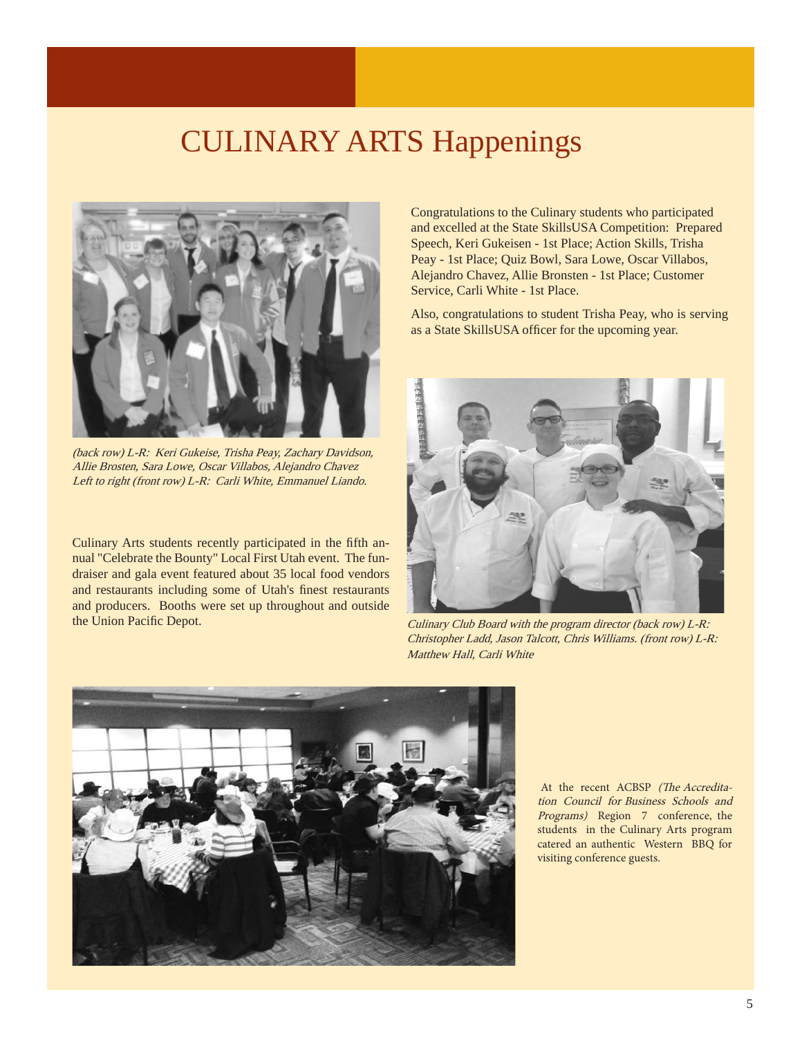# CULINARY ARTS Happenings

*(back row) L-R: Keri Gukeise, Trisha Peay, Zachary Davidson, Allie Brosten, Sara Lowe, Oscar Villabos, Alejandro Chavez Left to right (front row) L-R: Carli White, Emmanuel Liando.*

Congratulations to the Culinary students who participated and excelled at the State SkillsUSA Competition: Prepared Speech, Keri Gukeisen - 1st Place; Action Skills, Trisha Peay - 1st Place; Quiz Bowl, Sara Lowe, Oscar Villabos, Alejandro Chavez, Allie Bronsten - 1st Place; Customer Service, Carli White - 1st Place.

Also, congratulations to student Trisha Peay, who is serving as a State SkillsUSA officer for the upcoming year.

Culinary Arts students recently participated in the fifth annual "Celebrate the Bounty" Local First Utah event. The fundraiser and gala event featured about 35 local food vendors and restaurants including some of Utah's finest restaurants and producers. Booths were set up throughout and outside the Union Pacific Depot.

*Culinary Club Board with the program director (back row) L-R: Christopher Ladd, Jason Talcott, Chris Williams. (front row) L-R: Matthew Hall, Carli White*

At the recent ACBSP *(The Accreditation Council for Business Schools and Programs)* Region 7 conference, the students in the Culinary Arts program catered an authentic Western BBQ for visiting conference guests.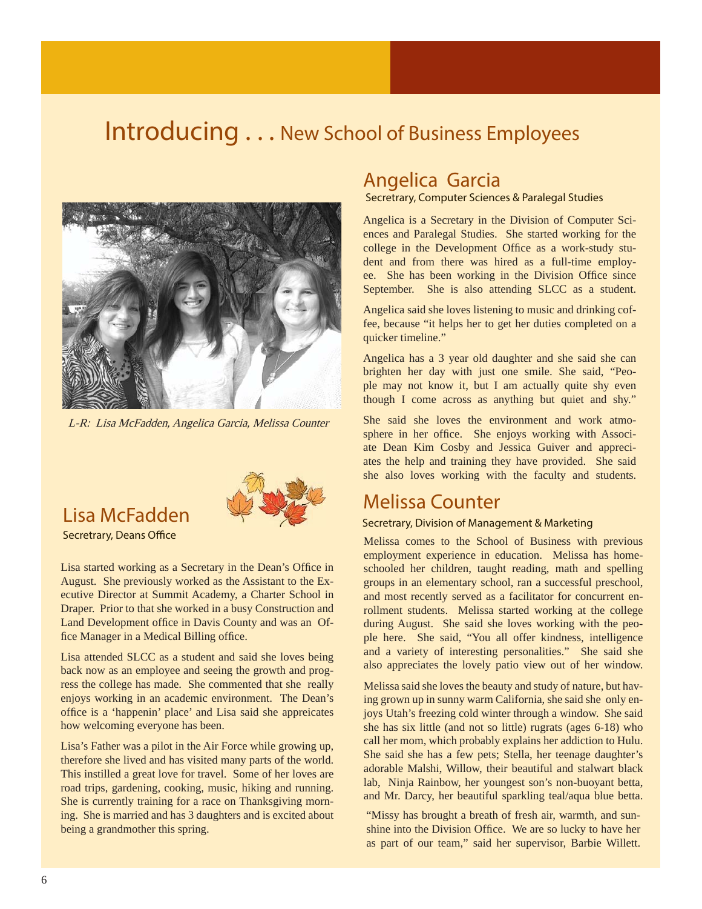# Introducing . . . New School of Business Employees

*L-R: Lisa McFadden, Angelica Garcia, Melissa Counter*

## Lisa McFadden

Secretrary, Deans Office

Lisa started working as a Secretary in the Dean's Office in August. She previously worked as the Assistant to the Executive Director at Summit Academy, a Charter School in Draper. Prior to that she worked in a busy Construction and Land Development office in Davis County and was an Office Manager in a Medical Billing office.

Lisa attended SLCC as a student and said she loves being back now as an employee and seeing the growth and progress the college has made. She commented that she really enjoys working in an academic environment. The Dean's office is a 'happenin' place' and Lisa said she appreicates how welcoming everyone has been.

Lisa's Father was a pilot in the Air Force while growing up, therefore she lived and has visited many parts of the world. This instilled a great love for travel. Some of her loves are road trips, gardening, cooking, music, hiking and running. She is currently training for a race on Thanksgiving morning. She is married and has 3 daughters and is excited about being a grandmother this spring.

## Angelica Garcia

Secretrary, Computer Sciences & Paralegal Studies

Angelica is a Secretary in the Division of Computer Sciences and Paralegal Studies. She started working for the college in the Development Office as a work-study student and from there was hired as a full-time employee. She has been working in the Division Office since September. She is also attending SLCC as a student.

Angelica said she loves listening to music and drinking coffee, because "it helps her to get her duties completed on a quicker timeline."

Angelica has a 3 year old daughter and she said she can brighten her day with just one smile. She said, "People may not know it, but I am actually quite shy even though I come across as anything but quiet and shy."

She said she loves the environment and work atmosphere in her office. She enjoys working with Associate Dean Kim Cosby and Jessica Guiver and appreciates the help and training they have provided. She said she also loves working with the faculty and students.

## Melissa Counter

Secretrary, Division of Management & Marketing

Melissa comes to the School of Business with previous employment experience in education. Melissa has homeschooled her children, taught reading, math and spelling groups in an elementary school, ran a successful preschool, and most recently served as a facilitator for concurrent enrollment students. Melissa started working at the college during August. She said she loves working with the people here. She said, "You all offer kindness, intelligence and a variety of interesting personalities." She said she also appreciates the lovely patio view out of her window.

Melissa said she loves the beauty and study of nature, but having grown up in sunny warm California, she said she only enjoys Utah's freezing cold winter through a window. She said she has six little (and not so little) rugrats (ages 6-18) who call her mom, which probably explains her addiction to Hulu. She said she has a few pets; Stella, her teenage daughter's adorable Malshi, Willow, their beautiful and stalwart black lab, Ninja Rainbow, her youngest son's non-buoyant betta, and Mr. Darcy, her beautiful sparkling teal/aqua blue betta.

"Missy has brought a breath of fresh air, warmth, and sunshine into the Division Office. We are so lucky to have her as part of our team," said her supervisor, Barbie Willett.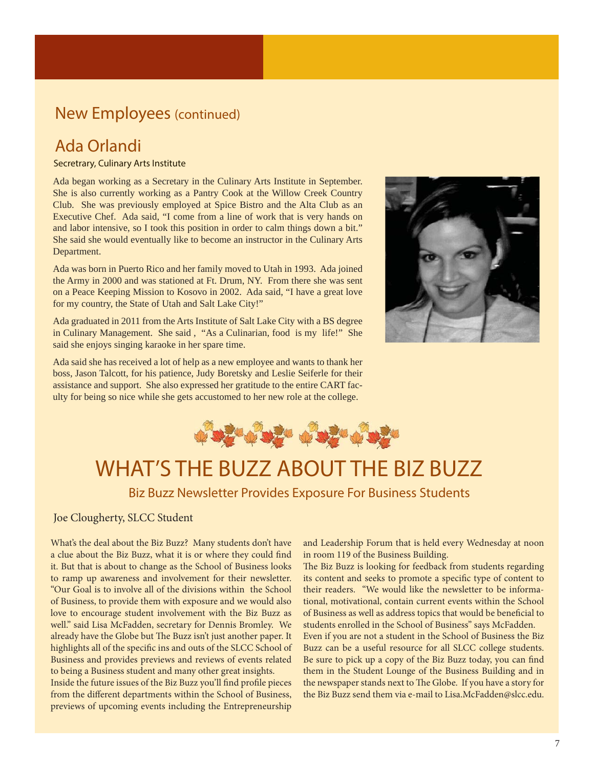## New Employees (continued)

## Ada Orlandi

Secretrary, Culinary Arts Institute

Ada began working as a Secretary in the Culinary Arts Institute in September. She is also currently working as a Pantry Cook at the Willow Creek Country Club. She was previously employed at Spice Bistro and the Alta Club as an Executive Chef. Ada said, "I come from a line of work that is very hands on and labor intensive, so I took this position in order to calm things down a bit." She said she would eventually like to become an instructor in the Culinary Arts Department.

Ada was born in Puerto Rico and her family moved to Utah in 1993. Ada joined the Army in 2000 and was stationed at Ft. Drum, NY. From there she was sent on a Peace Keeping Mission to Kosovo in 2002. Ada said, "I have a great love for my country, the State of Utah and Salt Lake City!"

Ada graduated in 2011 from the Arts Institute of Salt Lake City with a BS degree in Culinary Management. She said , "As a Culinarian, food is my life!" She said she enjoys singing karaoke in her spare time.

Ada said she has received a lot of help as a new employee and wants to thank her boss, Jason Talcott, for his patience, Judy Boretsky and Leslie Seiferle for their assistance and support. She also expressed her gratitude to the entire CART faculty for being so nice while she gets accustomed to her new role at the college.

# WHAT'S THE BUZZ ABOUT THE BIZ BUZZ

### Biz Buzz Newsletter Provides Exposure For Business Students

Joe Clougherty, SLCC Student

What's the deal about the Biz Buzz? Many students don't have a clue about the Biz Buzz, what it is or where they could find it. But that is about to change as the School of Business looks to ramp up awareness and involvement for their newsletter. "Our Goal is to involve all of the divisions within the School of Business, to provide them with exposure and we would also love to encourage student involvement with the Biz Buzz as well." said Lisa McFadden, secretary for Dennis Bromley. We already have the Globe but The Buzz isn't just another paper. It highlights all of the specific ins and outs of the SLCC School of Business and provides previews and reviews of events related to being a Business student and many other great insights.

Inside the future issues of the Biz Buzz you'll find profile pieces from the different departments within the School of Business, previews of upcoming events including the Entrepreneurship and Leadership Forum that is held every Wednesday at noon in room 119 of the Business Building.

The Biz Buzz is looking for feedback from students regarding its content and seeks to promote a specific type of content to their readers. "We would like the newsletter to be informational, motivational, contain current events within the School of Business as well as address topics that would be beneficial to students enrolled in the School of Business" says McFadden.

Even if you are not a student in the School of Business the Biz Buzz can be a useful resource for all SLCC college students. Be sure to pick up a copy of the Biz Buzz today, you can find them in the Student Lounge of the Business Building and in the newspaper stands next to The Globe. If you have a story for the Biz Buzz send them via e-mail to Lisa.McFadden@slcc.edu.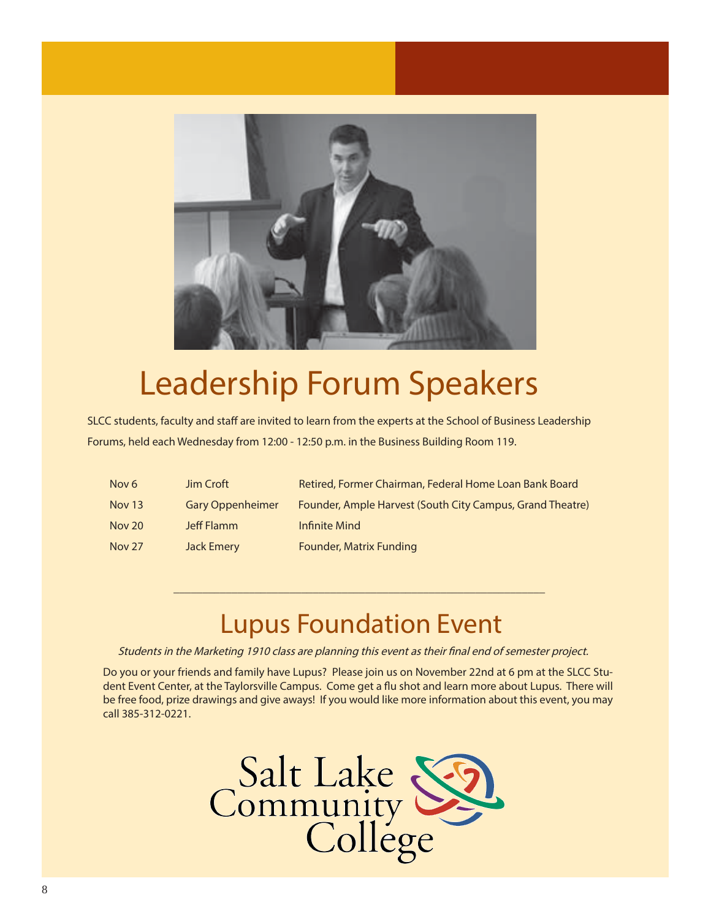# Leadership Forum Speakers

SLCC students, faculty and staff are invited to learn from the experts at the School of Business Leadership Forums, held each Wednesday from 12:00 - 12:50 p.m. in the Business Building Room 119.

| | | |
|---|---|---|
| Nov 6 | Jim Croft | Retired, Former Chairman, Federal Home Loan Bank Board |
| Nov 13 | Gary Oppenheimer | Founder, Ample Harvest (South City Campus, Grand Theatre) |
| Nov 20 | Jeff Flamm | Infinite Mind |
| Nov 27 | Jack Emery | Founder, Matrix Funding |

---

## Lupus Foundation Event

*Students in the Marketing 1910 class are planning this event as their final end of semester project.*

Do you or your friends and family have Lupus? Please join us on November 22nd at 6 pm at the SLCC Student Event Center, at the Taylorsville Campus. Come get a flu shot and learn more about Lupus. There will be free food, prize drawings and give aways! If you would like more information about this event, you may call 385-312-0221.

Salt Lake Community College